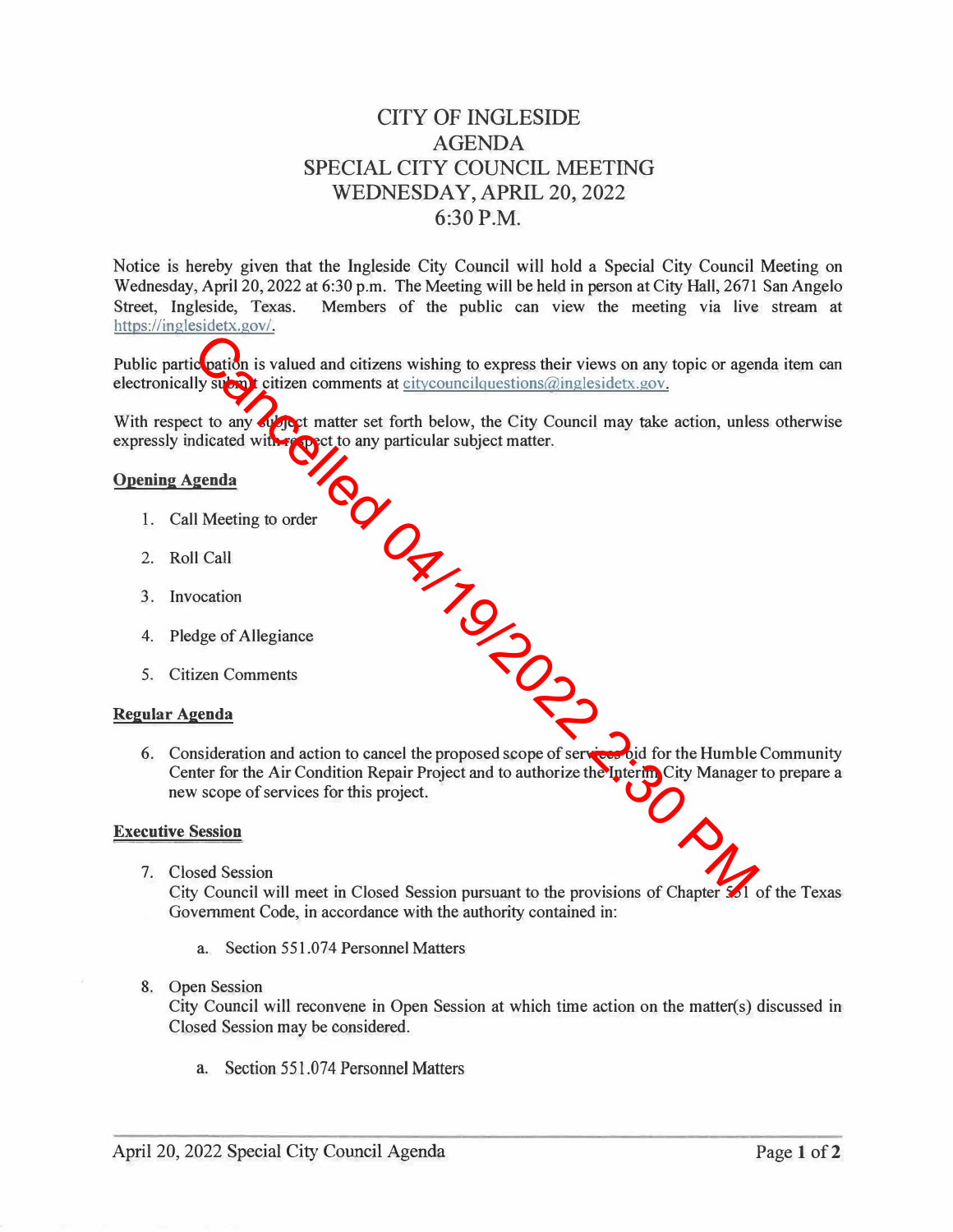# CITY OF INGLESIDE
# AGENDA
# SPECIAL CITY COUNCIL MEETING
# WEDNESDAY, APRIL 20, 2022
# 6:30 P.M.

Cancelled 04/19/2022 2:30 PM

Notice is hereby given that the Ingleside City Council will hold a Special City Council Meeting on Wednesday, April 20, 2022 at 6:30 p.m. The Meeting will be held in person at City Hall, 2671 San Angelo Street, Ingleside, Texas. Members of the public can view the meeting via live stream at https://inglesidetx.gov/.

Public participation is valued and citizens wishing to express their views on any topic or agenda item can electronically submit citizen comments at citycouncilquestions@inglesidetx.gov.

With respect to any subject matter set forth below, the City Council may take action, unless otherwise expressly indicated with respect to any particular subject matter.

**Opening Agenda**

1. Call Meeting to order
2. Roll Call
3. Invocation
4. Pledge of Allegiance
5. Citizen Comments

**Regular Agenda**

6. Consideration and action to cancel the proposed scope of services bid for the Humble Community Center for the Air Condition Repair Project and to authorize the Interim City Manager to prepare a new scope of services for this project.

**Executive Session**

7. Closed Session
   City Council will meet in Closed Session pursuant to the provisions of Chapter 551 of the Texas Government Code, in accordance with the authority contained in:
   a. Section 551.074 Personnel Matters

8. Open Session
   City Council will reconvene in Open Session at which time action on the matter(s) discussed in Closed Session may be considered.
   a. Section 551.074 Personnel Matters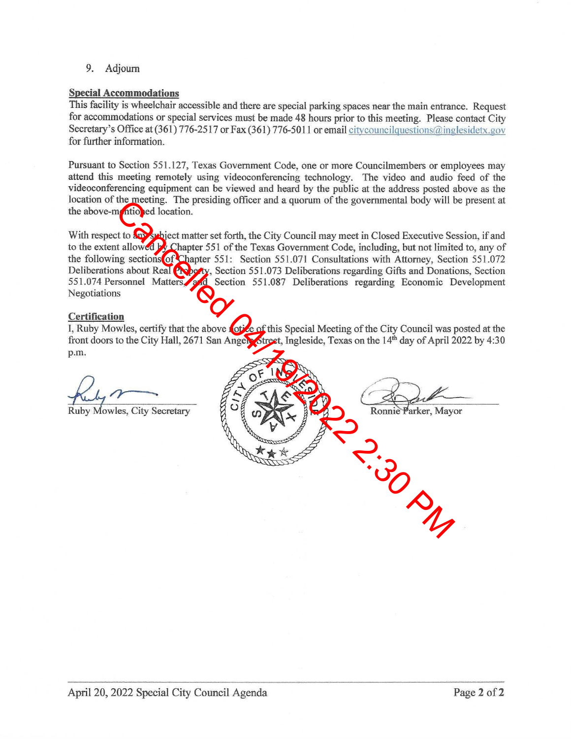9. Adjourn

**Special Accommodations**

This facility is wheelchair accessible and there are special parking spaces near the main entrance. Request for accommodations or special services must be made 48 hours prior to this meeting. Please contact City Secretary's Office at (361) 776-2517 or Fax (361) 776-5011 or email citycouncilquestions@inglesidetx.gov for further information.

Pursuant to Section 551.127, Texas Government Code, one or more Councilmembers or employees may attend this meeting remotely using videoconferencing technology. The video and audio feed of the videoconferencing equipment can be viewed and heard by the public at the address posted above as the location of the meeting. The presiding officer and a quorum of the governmental body will be present at the above-mentioned location.

With respect to any subject matter set forth, the City Council may meet in Closed Executive Session, if and to the extent allowed by Chapter 551 of the Texas Government Code, including, but not limited to, any of the following sections of Chapter 551: Section 551.071 Consultations with Attorney, Section 551.072 Deliberations about Real Property, Section 551.073 Deliberations regarding Gifts and Donations, Section 551.074 Personnel Matters, and Section 551.087 Deliberations regarding Economic Development Negotiations

**Certification**

I, Ruby Mowles, certify that the above notice of this Special Meeting of the City Council was posted at the front doors to the City Hall, 2671 San Angelo Street, Ingleside, Texas on the 14th day of April 2022 by 4:30 p.m.

Ruby Mowles, City Secretary

Ronnie Parker, Mayor

Canceled 04/19/2022 2:30 PM